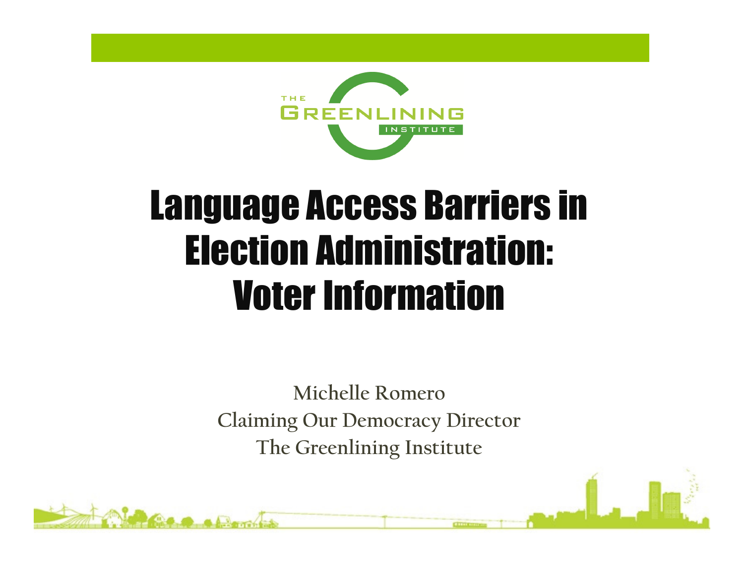# Language Access Barriers in Election Administration: Voter Information

Michelle Romero
Claiming Our Democracy Director
The Greenlining Institute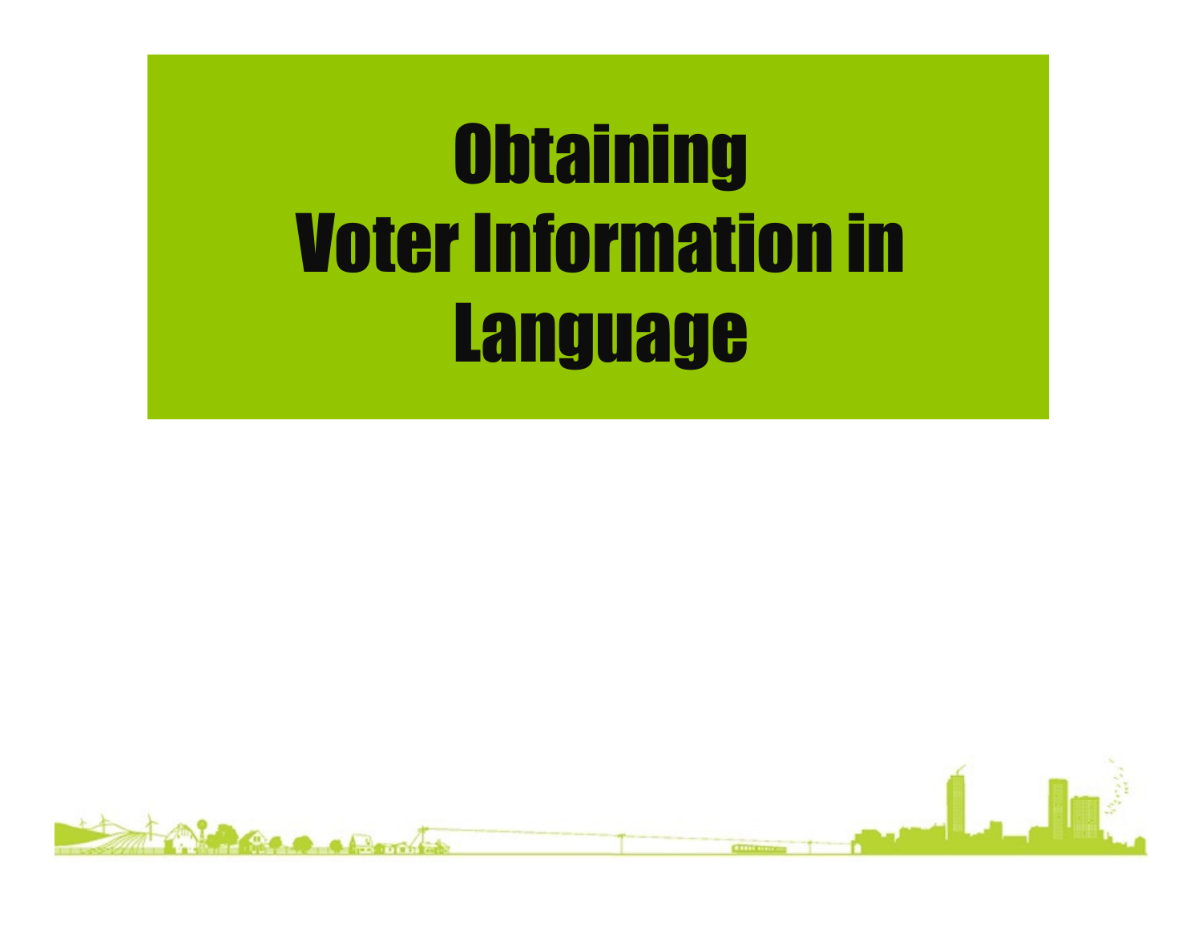# Obtaining Voter Information in Language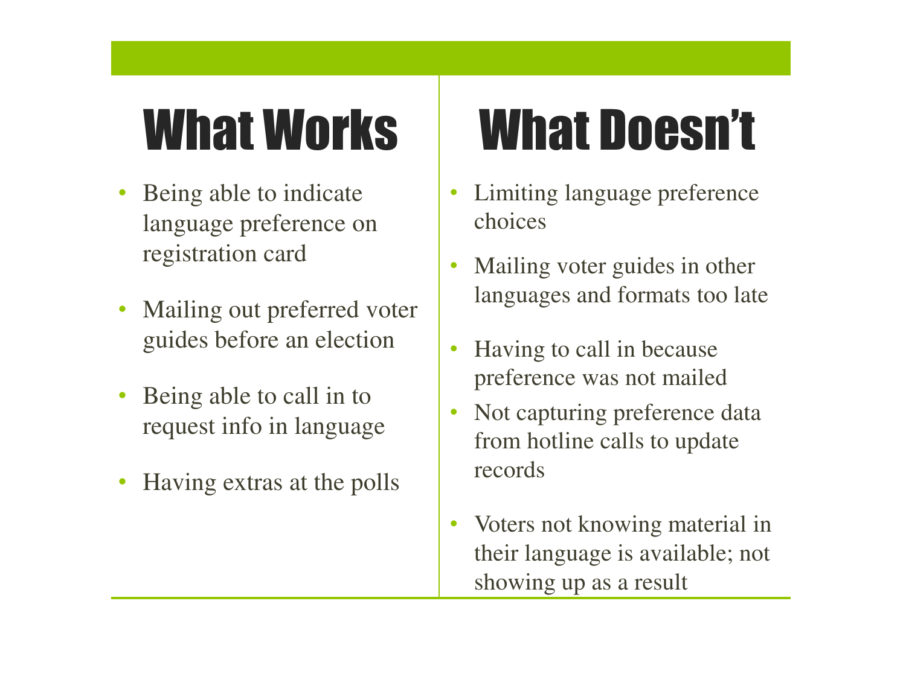## What Works

- Being able to indicate language preference on registration card
- Mailing out preferred voter guides before an election
- Being able to call in to request info in language
- Having extras at the polls

## What Doesn't

- Limiting language preference choices
- Mailing voter guides in other languages and formats too late
- Having to call in because preference was not mailed
- Not capturing preference data from hotline calls to update records
- Voters not knowing material in their language is available; not showing up as a result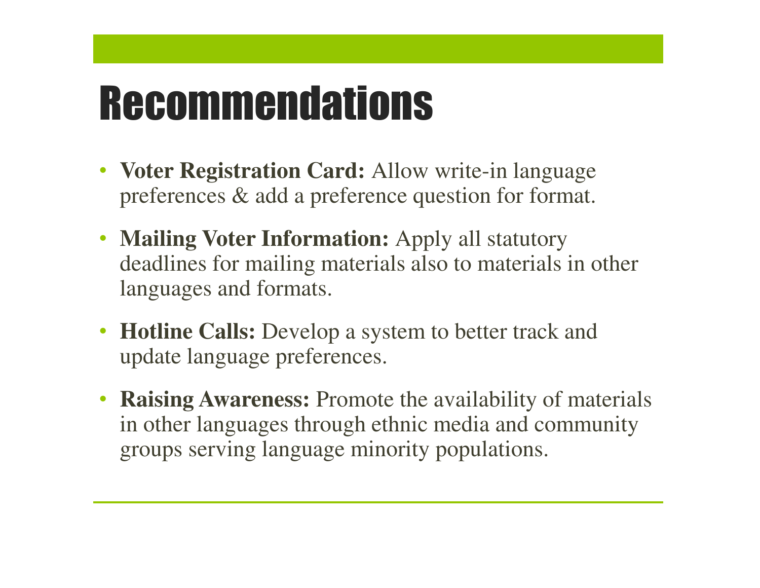# Recommendations

- **Voter Registration Card:** Allow write-in language preferences & add a preference question for format.
- **Mailing Voter Information:** Apply all statutory deadlines for mailing materials also to materials in other languages and formats.
- **Hotline Calls:** Develop a system to better track and update language preferences.
- **Raising Awareness:** Promote the availability of materials in other languages through ethnic media and community groups serving language minority populations.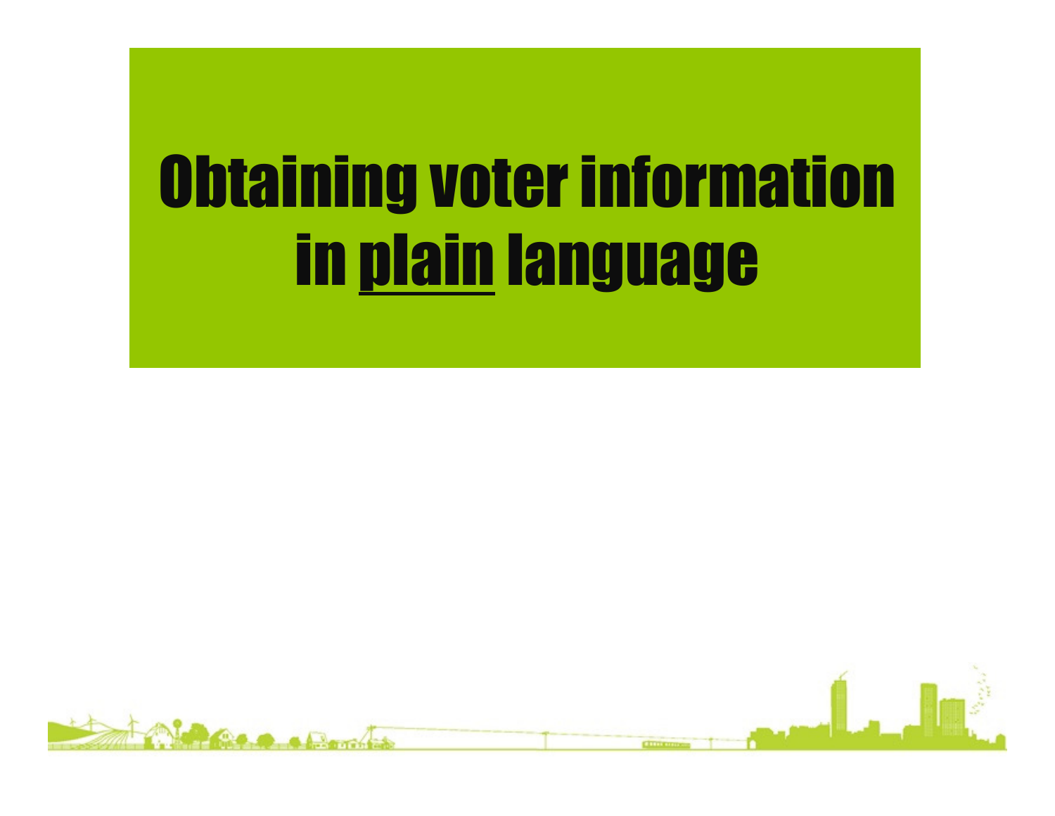# Obtaining voter information in <u>plain</u> language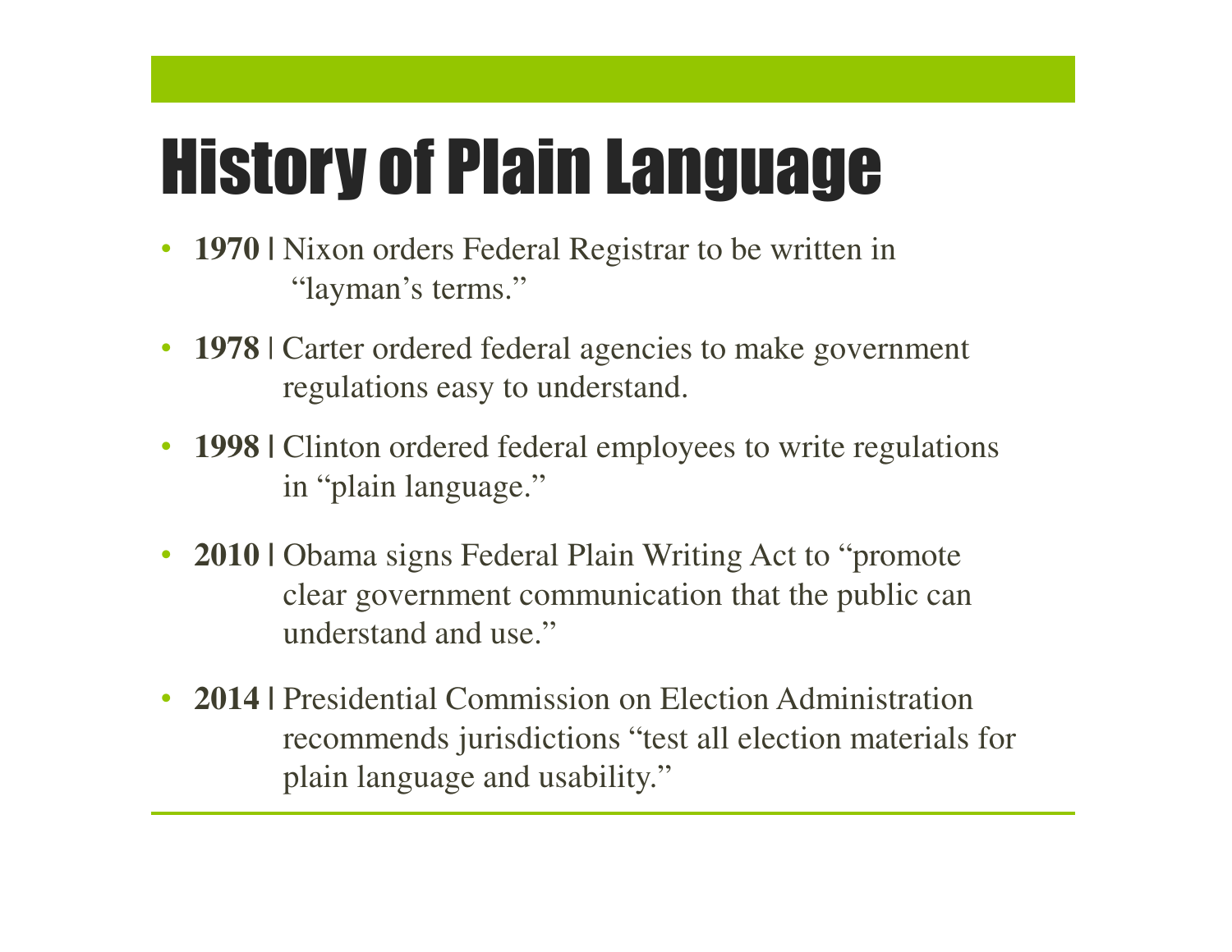# History of Plain Language

- **1970 |** Nixon orders Federal Registrar to be written in "layman's terms."
- **1978 |** Carter ordered federal agencies to make government regulations easy to understand.
- **1998 |** Clinton ordered federal employees to write regulations in "plain language."
- **2010 |** Obama signs Federal Plain Writing Act to "promote clear government communication that the public can understand and use."
- **2014 |** Presidential Commission on Election Administration recommends jurisdictions "test all election materials for plain language and usability."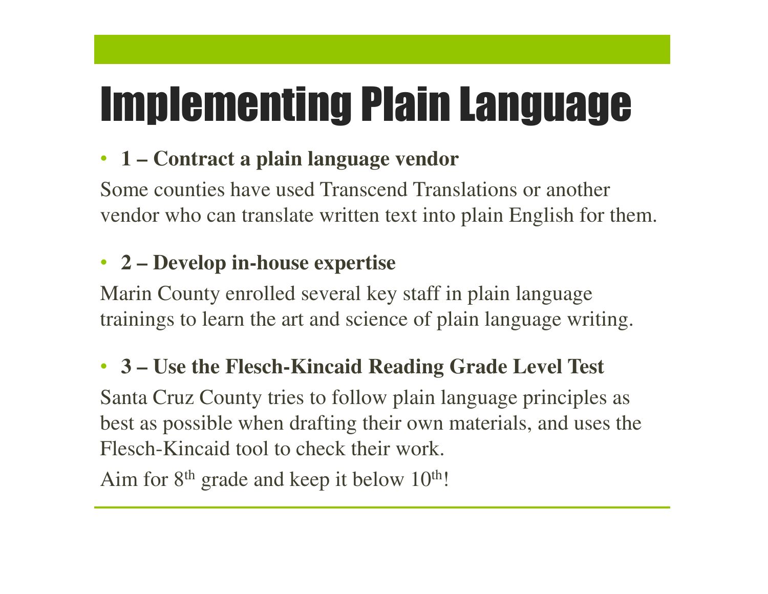# Implementing Plain Language

- **1 – Contract a plain language vendor**

Some counties have used Transcend Translations or another vendor who can translate written text into plain English for them.

- **2 – Develop in-house expertise**

Marin County enrolled several key staff in plain language trainings to learn the art and science of plain language writing.

- **3 – Use the Flesch-Kincaid Reading Grade Level Test**

Santa Cruz County tries to follow plain language principles as best as possible when drafting their own materials, and uses the Flesch-Kincaid tool to check their work.

Aim for $8^{th}$ grade and keep it below $10^{th}$!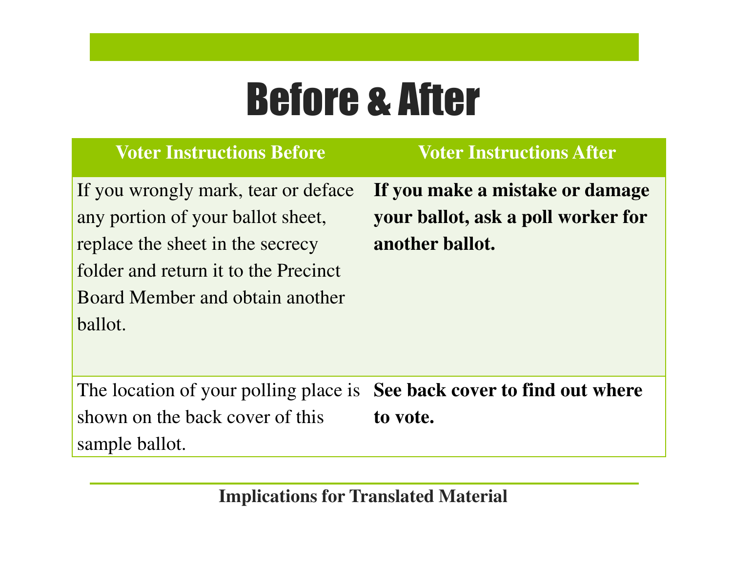# Before & After

| Voter Instructions Before | Voter Instructions After |
|---|---|
| If you wrongly mark, tear or deface any portion of your ballot sheet, replace the sheet in the secrecy folder and return it to the Precinct Board Member and obtain another ballot. | **If you make a mistake or damage your ballot, ask a poll worker for another ballot.** |
| The location of your polling place is shown on the back cover of this sample ballot. | **See back cover to find out where to vote.** |

**Implications for Translated Material**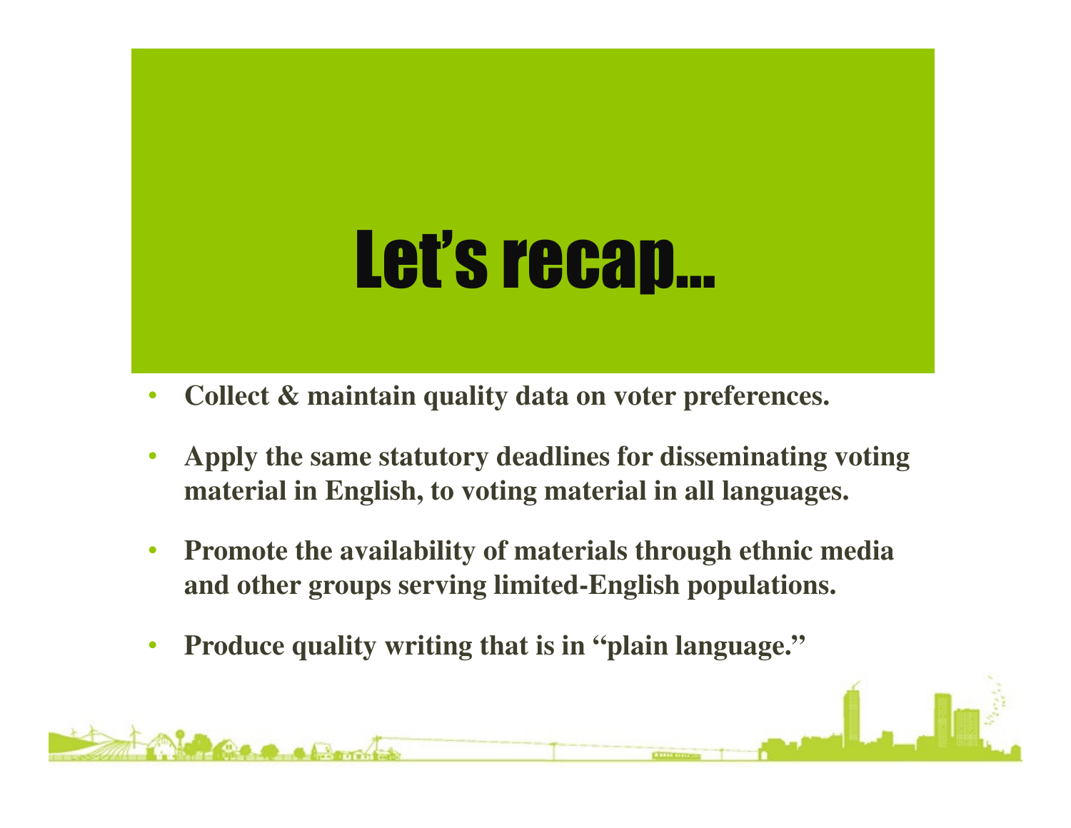# Let's recap...

- **Collect & maintain quality data on voter preferences.**
- **Apply the same statutory deadlines for disseminating voting material in English, to voting material in all languages.**
- **Promote the availability of materials through ethnic media and other groups serving limited-English populations.**
- **Produce quality writing that is in "plain language."**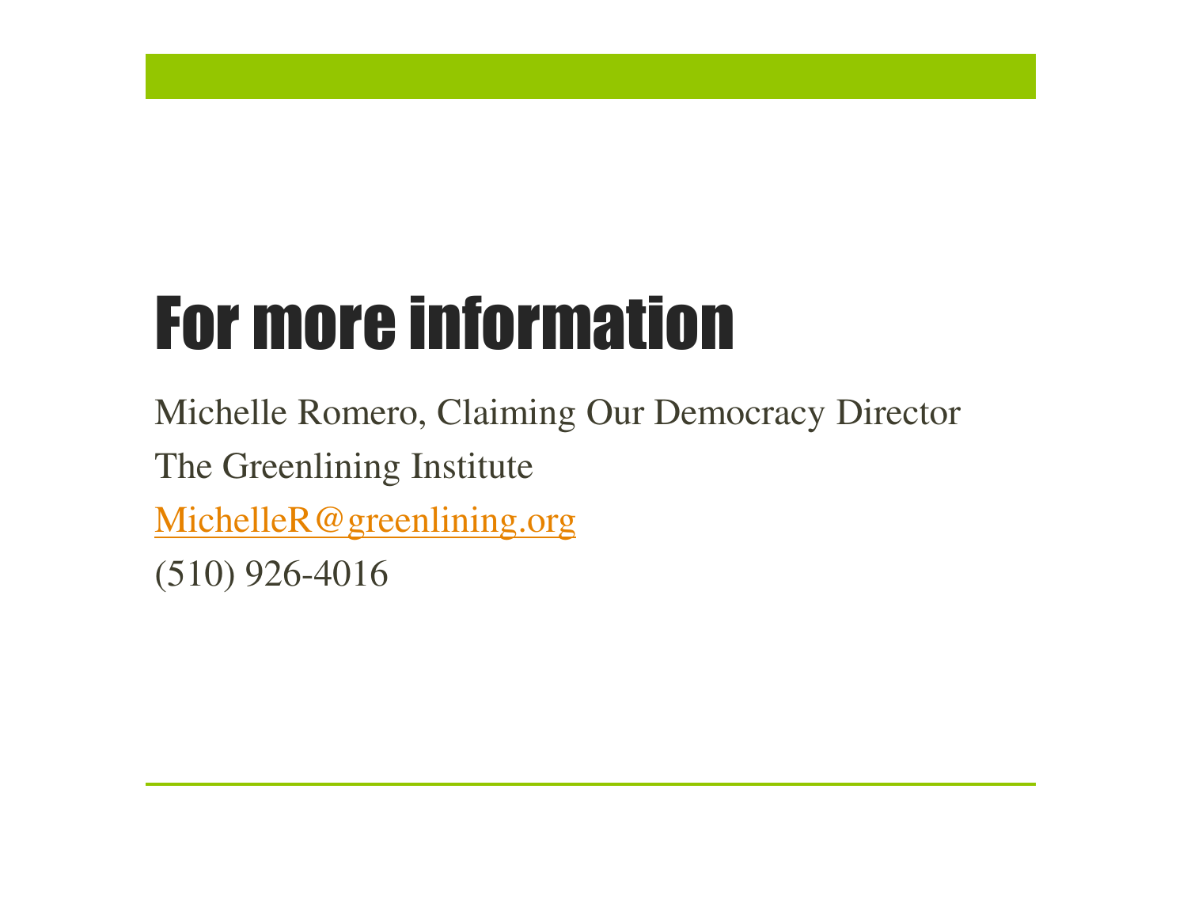# For more information

Michelle Romero, Claiming Our Democracy Director

The Greenlining Institute

MichelleR@greenlining.org

(510) 926-4016